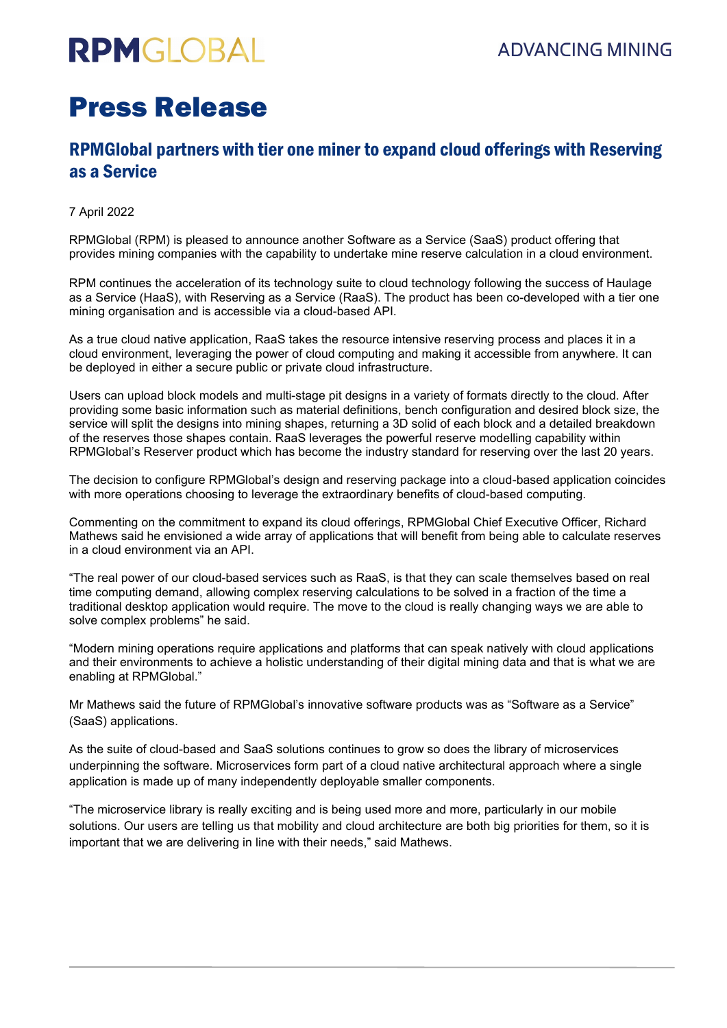# Press Release

## RPMGlobal partners with tier one miner to expand cloud offerings with Reserving as a Service

7 April 2022

RPMGlobal (RPM) is pleased to announce another Software as a Service (SaaS) product offering that provides mining companies with the capability to undertake mine reserve calculation in a cloud environment.

RPM continues the acceleration of its technology suite to cloud technology following the success of Haulage as a Service (HaaS), with Reserving as a Service (RaaS). The product has been co-developed with a tier one mining organisation and is accessible via a cloud-based API.

As a true cloud native application, RaaS takes the resource intensive reserving process and places it in a cloud environment, leveraging the power of cloud computing and making it accessible from anywhere. It can be deployed in either a secure public or private cloud infrastructure.

Users can upload block models and multi-stage pit designs in a variety of formats directly to the cloud. After providing some basic information such as material definitions, bench configuration and desired block size, the service will split the designs into mining shapes, returning a 3D solid of each block and a detailed breakdown of the reserves those shapes contain. RaaS leverages the powerful reserve modelling capability within RPMGlobal's Reserver product which has become the industry standard for reserving over the last 20 years.

The decision to configure RPMGlobal's design and reserving package into a cloud-based application coincides with more operations choosing to leverage the extraordinary benefits of cloud-based computing.

Commenting on the commitment to expand its cloud offerings, RPMGlobal Chief Executive Officer, Richard Mathews said he envisioned a wide array of applications that will benefit from being able to calculate reserves in a cloud environment via an API.

"The real power of our cloud-based services such as RaaS, is that they can scale themselves based on real time computing demand, allowing complex reserving calculations to be solved in a fraction of the time a traditional desktop application would require. The move to the cloud is really changing ways we are able to solve complex problems" he said.

"Modern mining operations require applications and platforms that can speak natively with cloud applications and their environments to achieve a holistic understanding of their digital mining data and that is what we are enabling at RPMGlobal."

Mr Mathews said the future of RPMGlobal's innovative software products was as "Software as a Service" (SaaS) applications.

As the suite of cloud-based and SaaS solutions continues to grow so does the library of microservices underpinning the software. Microservices form part of a cloud native architectural approach where a single application is made up of many independently deployable smaller components.

"The microservice library is really exciting and is being used more and more, particularly in our mobile solutions. Our users are telling us that mobility and cloud architecture are both big priorities for them, so it is important that we are delivering in line with their needs," said Mathews.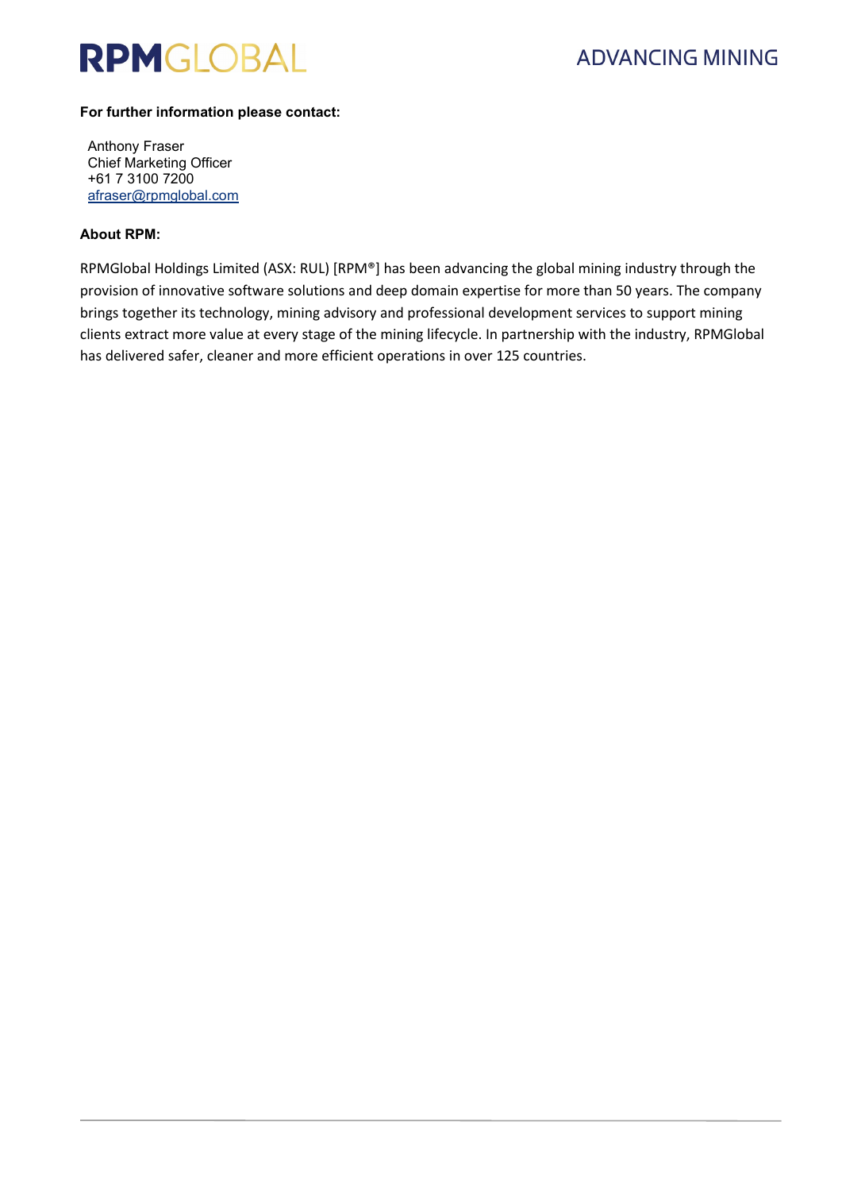**For further information please contact:**

Anthony Fraser
Chief Marketing Officer
+61 7 3100 7200
afraser@rpmglobal.com

**About RPM:**

RPMGlobal Holdings Limited (ASX: RUL) [RPM®] has been advancing the global mining industry through the provision of innovative software solutions and deep domain expertise for more than 50 years. The company brings together its technology, mining advisory and professional development services to support mining clients extract more value at every stage of the mining lifecycle. In partnership with the industry, RPMGlobal has delivered safer, cleaner and more efficient operations in over 125 countries.